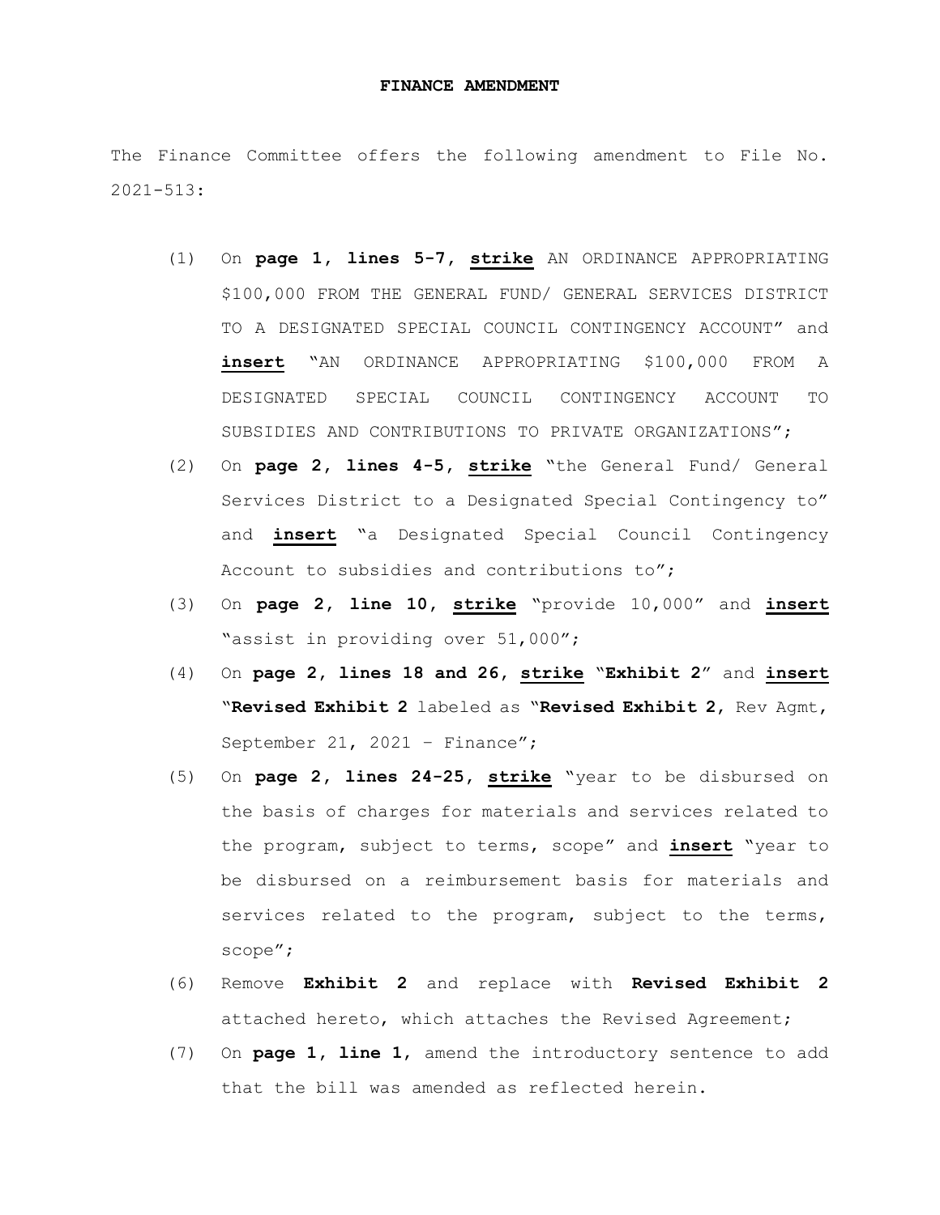**FINANCE AMENDMENT**

The Finance Committee offers the following amendment to File No. 2021-513:

(1) On **page 1, lines 5-7, strike** AN ORDINANCE APPROPRIATING $100,000 FROM THE GENERAL FUND/ GENERAL SERVICES DISTRICT TO A DESIGNATED SPECIAL COUNCIL CONTINGENCY ACCOUNT" and **insert** "AN ORDINANCE APPROPRIATING $100,000 FROM A DESIGNATED SPECIAL COUNCIL CONTINGENCY ACCOUNT TO SUBSIDIES AND CONTRIBUTIONS TO PRIVATE ORGANIZATIONS";

(2) On **page 2, lines 4-5, strike** "the General Fund/ General Services District to a Designated Special Contingency to" and **insert** "a Designated Special Council Contingency Account to subsidies and contributions to";

(3) On **page 2, line 10, strike** "provide 10,000" and **insert** "assist in providing over 51,000";

(4) On **page 2, lines 18 and 26, strike** "**Exhibit 2**" and **insert** "**Revised Exhibit 2** labeled as "**Revised Exhibit 2**, Rev Agmt, September 21, 2021 – Finance";

(5) On **page 2, lines 24-25, strike** "year to be disbursed on the basis of charges for materials and services related to the program, subject to terms, scope" and **insert** "year to be disbursed on a reimbursement basis for materials and services related to the program, subject to the terms, scope";

(6) Remove **Exhibit 2** and replace with **Revised Exhibit 2** attached hereto, which attaches the Revised Agreement;

(7) On **page 1, line 1**, amend the introductory sentence to add that the bill was amended as reflected herein.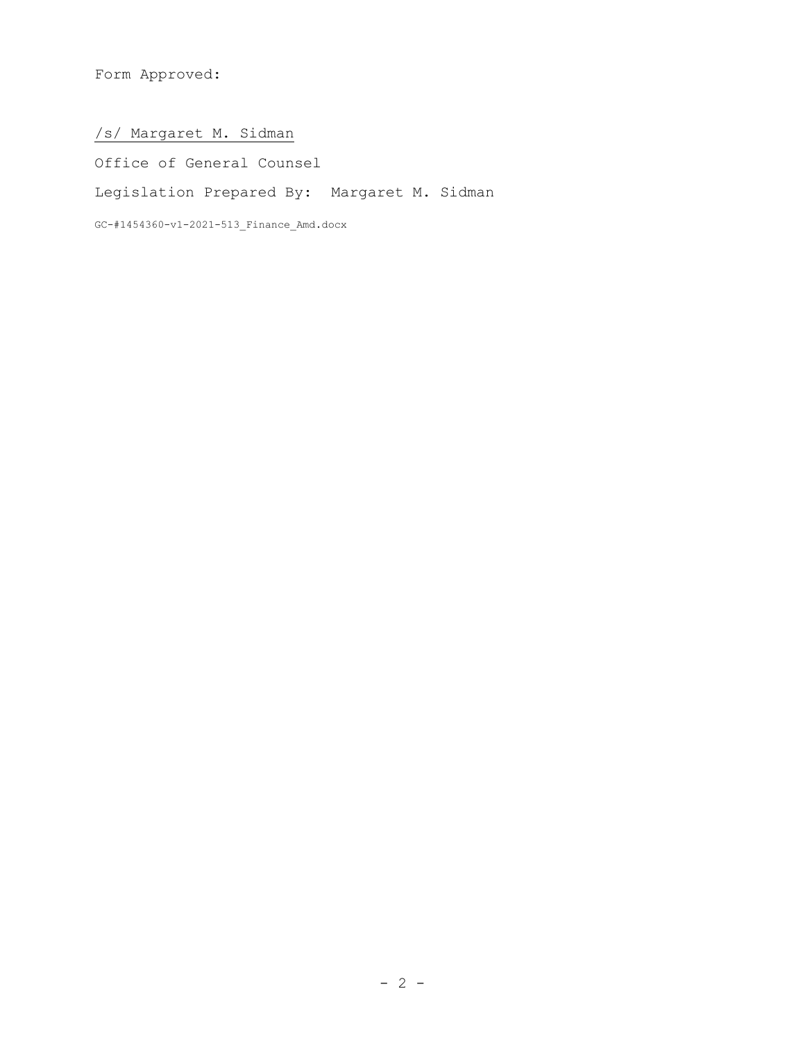Form Approved:

/s/ Margaret M. Sidman

Office of General Counsel

Legislation Prepared By: Margaret M. Sidman

GC-#1454360-v1-2021-513_Finance_Amd.docx